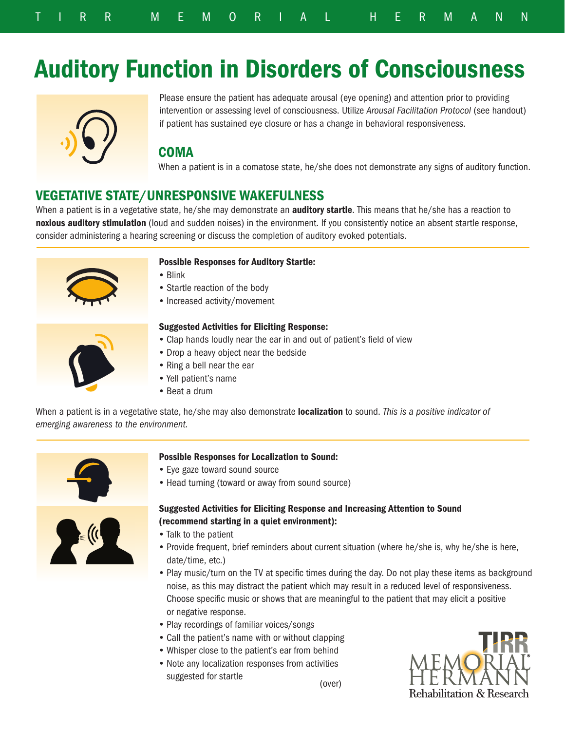# Auditory Function in Disorders of Consciousness

Please ensure the patient has adequate arousal (eye opening) and attention prior to providing intervention or assessing level of consciousness. Utilize *Arousal Facilitation Protocol* (see handout) if patient has sustained eye closure or has a change in behavioral responsiveness.

## COMA

When a patient is in a comatose state, he/she does not demonstrate any signs of auditory function.

## VEGETATIVE STATE/UNRESPONSIVE WAKEFULNESS

When a patient is in a vegetative state, he/she may demonstrate an **auditory startle**. This means that he/she has a reaction to **noxious auditory stimulation** (loud and sudden noises) in the environment. If you consistently notice an absent startle response, consider administering a hearing screening or discuss the completion of auditory evoked potentials.

**Possible Responses for Auditory Startle:**

- Blink
- Startle reaction of the body
- Increased activity/movement

**Suggested Activities for Eliciting Response:**

- Clap hands loudly near the ear in and out of patient's field of view
- Drop a heavy object near the bedside
- Ring a bell near the ear
- Yell patient's name
- Beat a drum

When a patient is in a vegetative state, he/she may also demonstrate **localization** to sound. *This is a positive indicator of emerging awareness to the environment.*

**Possible Responses for Localization to Sound:**

- Eye gaze toward sound source
- Head turning (toward or away from sound source)

**Suggested Activities for Eliciting Response and Increasing Attention to Sound (recommend starting in a quiet environment):**

- Talk to the patient
- Provide frequent, brief reminders about current situation (where he/she is, why he/she is here, date/time, etc.)
- Play music/turn on the TV at specific times during the day. Do not play these items as background noise, as this may distract the patient which may result in a reduced level of responsiveness. Choose specific music or shows that are meaningful to the patient that may elicit a positive or negative response.
- Play recordings of familiar voices/songs
- Call the patient's name with or without clapping
- Whisper close to the patient's ear from behind
- Note any localization responses from activities suggested for startle

(over)

TIRR MEMORIAL HERMANN Rehabilitation & Research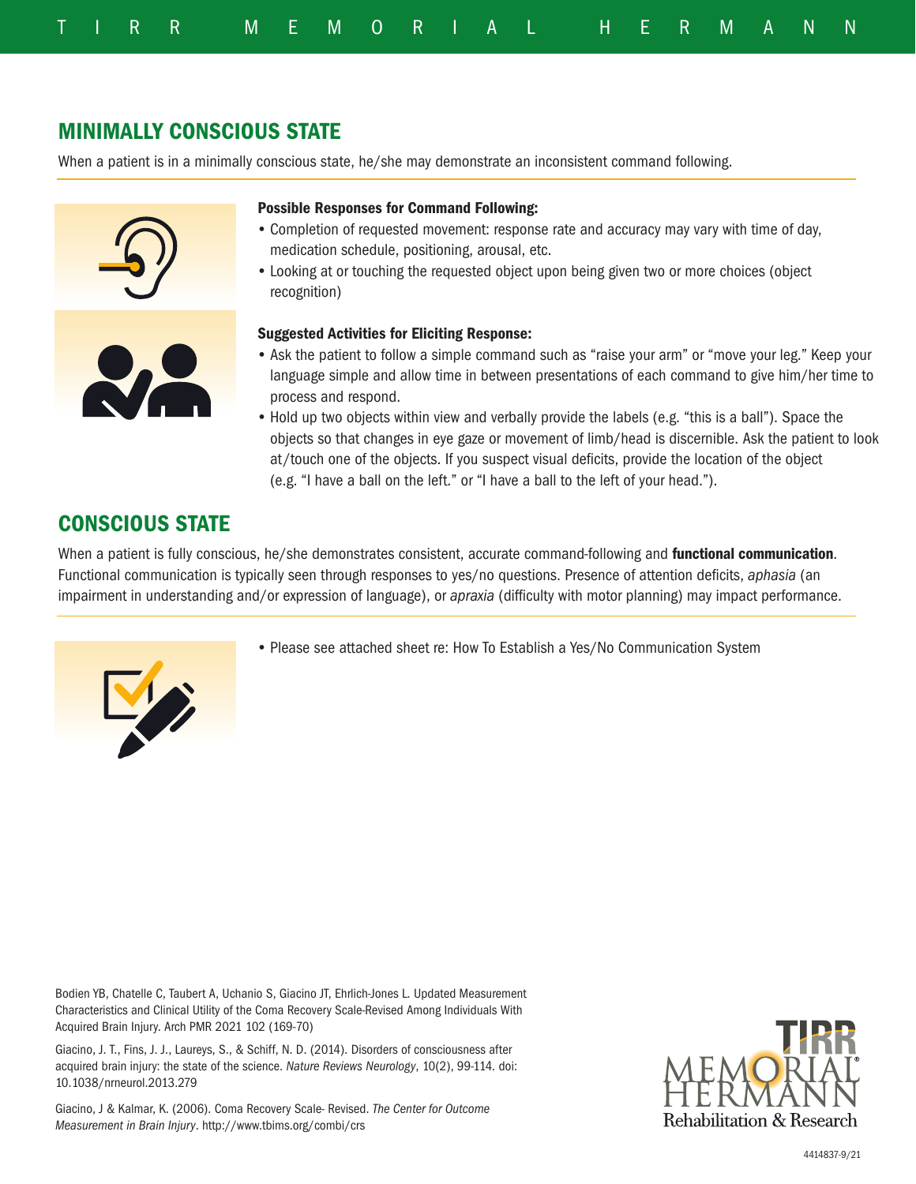## MINIMALLY CONSCIOUS STATE

When a patient is in a minimally conscious state, he/she may demonstrate an inconsistent command following.

**Possible Responses for Command Following:**

- Completion of requested movement: response rate and accuracy may vary with time of day, medication schedule, positioning, arousal, etc.
- Looking at or touching the requested object upon being given two or more choices (object recognition)

**Suggested Activities for Eliciting Response:**

- Ask the patient to follow a simple command such as “raise your arm” or “move your leg.” Keep your language simple and allow time in between presentations of each command to give him/her time to process and respond.
- Hold up two objects within view and verbally provide the labels (e.g. “this is a ball”). Space the objects so that changes in eye gaze or movement of limb/head is discernible. Ask the patient to look at/touch one of the objects. If you suspect visual deficits, provide the location of the object (e.g. “I have a ball on the left.” or “I have a ball to the left of your head.”).

## CONSCIOUS STATE

When a patient is fully conscious, he/she demonstrates consistent, accurate command-following and **functional communication**. Functional communication is typically seen through responses to yes/no questions. Presence of attention deficits, *aphasia* (an impairment in understanding and/or expression of language), or *apraxia* (difficulty with motor planning) may impact performance.

- Please see attached sheet re: How To Establish a Yes/No Communication System

Bodien YB, Chatelle C, Taubert A, Uchanio S, Giacino JT, Ehrlich-Jones L. Updated Measurement Characteristics and Clinical Utility of the Coma Recovery Scale-Revised Among Individuals With Acquired Brain Injury. Arch PMR 2021 102 (169-70)

Giacino, J. T., Fins, J. J., Laureys, S., & Schiff, N. D. (2014). Disorders of consciousness after acquired brain injury: the state of the science. *Nature Reviews Neurology*, 10(2), 99-114. doi: 10.1038/nrneurol.2013.279

Giacino, J & Kalmar, K. (2006). Coma Recovery Scale- Revised. *The Center for Outcome Measurement in Brain Injury*. http://www.tbims.org/combi/crs

TIRR Memorial Hermann Rehabilitation & Research

4414837-9/21